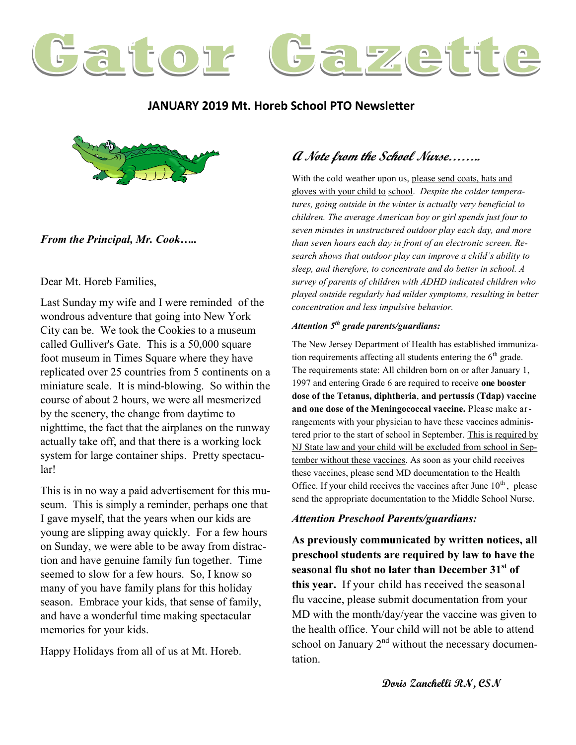# Gator Gazette

**JANUARY 2019 Mt. Horeb School PTO Newsletter**

***From the Principal, Mr. Cook…..***

Dear Mt. Horeb Families,

Last Sunday my wife and I were reminded of the wondrous adventure that going into New York City can be. We took the Cookies to a museum called Gulliver's Gate. This is a 50,000 square foot museum in Times Square where they have replicated over 25 countries from 5 continents on a miniature scale. It is mind-blowing. So within the course of about 2 hours, we were all mesmerized by the scenery, the change from daytime to nighttime, the fact that the airplanes on the runway actually take off, and that there is a working lock system for large container ships. Pretty spectacular!

This is in no way a paid advertisement for this museum. This is simply a reminder, perhaps one that I gave myself, that the years when our kids are young are slipping away quickly. For a few hours on Sunday, we were able to be away from distraction and have genuine family fun together. Time seemed to slow for a few hours. So, I know so many of you have family plans for this holiday season. Embrace your kids, that sense of family, and have a wonderful time making spectacular memories for your kids.

Happy Holidays from all of us at Mt. Horeb.

## *A Note from the School Nurse……..*

With the cold weather upon us, please send coats, hats and gloves with your child to school. *Despite the colder temperatures, going outside in the winter is actually very beneficial to children. The average American boy or girl spends just four to seven minutes in unstructured outdoor play each day, and more than seven hours each day in front of an electronic screen. Research shows that outdoor play can improve a child's ability to sleep, and therefore, to concentrate and do better in school. A survey of parents of children with ADHD indicated children who played outside regularly had milder symptoms, resulting in better concentration and less impulsive behavior.*

***Attention 5th grade parents/guardians:***

The New Jersey Department of Health has established immunization requirements affecting all students entering the 6th grade. The requirements state: All children born on or after January 1, 1997 and entering Grade 6 are required to receive **one booster dose of the Tetanus, diphtheria, and pertussis (Tdap) vaccine and one dose of the Meningococcal vaccine.** Please make arrangements with your physician to have these vaccines administered prior to the start of school in September. This is required by NJ State law and your child will be excluded from school in September without these vaccines. As soon as your child receives these vaccines, please send MD documentation to the Health Office. If your child receives the vaccines after June 10th, please send the appropriate documentation to the Middle School Nurse.

***Attention Preschool Parents/guardians:***

**As previously communicated by written notices, all preschool students are required by law to have the seasonal flu shot no later than December 31st of this year.** If your child has received the seasonal flu vaccine, please submit documentation from your MD with the month/day/year the vaccine was given to the health office. Your child will not be able to attend school on January 2nd without the necessary documentation.

**Doris Zanchelli RN, CSN**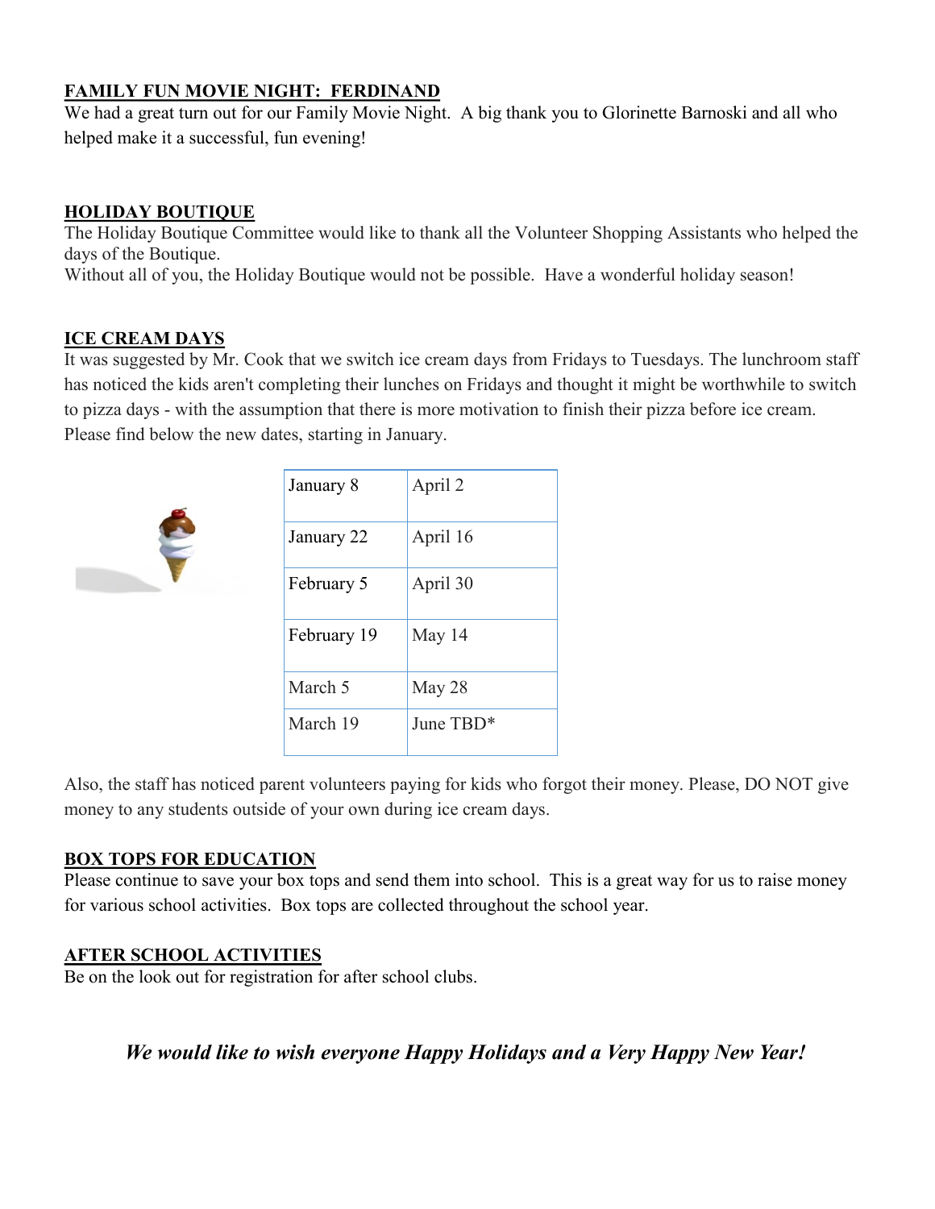**FAMILY FUN MOVIE NIGHT: FERDINAND**

We had a great turn out for our Family Movie Night. A big thank you to Glorinette Barnoski and all who helped make it a successful, fun evening!

**HOLIDAY BOUTIQUE**

The Holiday Boutique Committee would like to thank all the Volunteer Shopping Assistants who helped the days of the Boutique.
Without all of you, the Holiday Boutique would not be possible. Have a wonderful holiday season!

**ICE CREAM DAYS**

It was suggested by Mr. Cook that we switch ice cream days from Fridays to Tuesdays. The lunchroom staff has noticed the kids aren't completing their lunches on Fridays and thought it might be worthwhile to switch to pizza days - with the assumption that there is more motivation to finish their pizza before ice cream. Please find below the new dates, starting in January.

| | |
|---|---|
| January 8 | April 2 |
| January 22 | April 16 |
| February 5 | April 30 |
| February 19 | May 14 |
| March 5 | May 28 |
| March 19 | June TBD* |

Also, the staff has noticed parent volunteers paying for kids who forgot their money. Please, DO NOT give money to any students outside of your own during ice cream days.

**BOX TOPS FOR EDUCATION**

Please continue to save your box tops and send them into school. This is a great way for us to raise money for various school activities. Box tops are collected throughout the school year.

**AFTER SCHOOL ACTIVITIES**

Be on the look out for registration for after school clubs.

***We would like to wish everyone Happy Holidays and a Very Happy New Year!***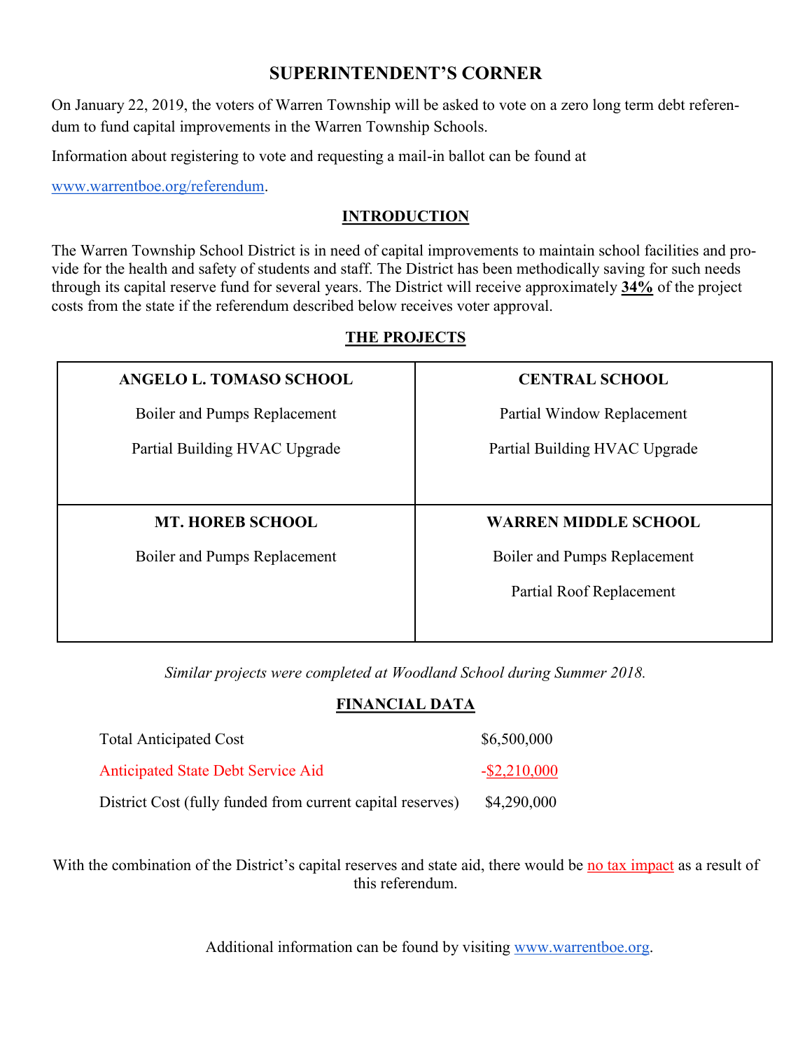# SUPERINTENDENT'S CORNER

On January 22, 2019, the voters of Warren Township will be asked to vote on a zero long term debt referendum to fund capital improvements in the Warren Township Schools.

Information about registering to vote and requesting a mail-in ballot can be found at

www.warrentboe.org/referendum.

## INTRODUCTION

The Warren Township School District is in need of capital improvements to maintain school facilities and provide for the health and safety of students and staff. The District has been methodically saving for such needs through its capital reserve fund for several years. The District will receive approximately **34%** of the project costs from the state if the referendum described below receives voter approval.

## THE PROJECTS

| ANGELO L. TOMASO SCHOOL | CENTRAL SCHOOL |
| --- | --- |
| Boiler and Pumps Replacement<br>Partial Building HVAC Upgrade | Partial Window Replacement<br>Partial Building HVAC Upgrade |
| **MT. HOREB SCHOOL** | **WARREN MIDDLE SCHOOL** |
| Boiler and Pumps Replacement | Boiler and Pumps Replacement<br>Partial Roof Replacement |

*Similar projects were completed at Woodland School during Summer 2018.*

## FINANCIAL DATA

| | |
| --- | --- |
| Total Anticipated Cost | $6,500,000 |
| Anticipated State Debt Service Aid | -$2,210,000 |
| District Cost (fully funded from current capital reserves) | $4,290,000 |

With the combination of the District's capital reserves and state aid, there would be no tax impact as a result of this referendum.

Additional information can be found by visiting www.warrentboe.org.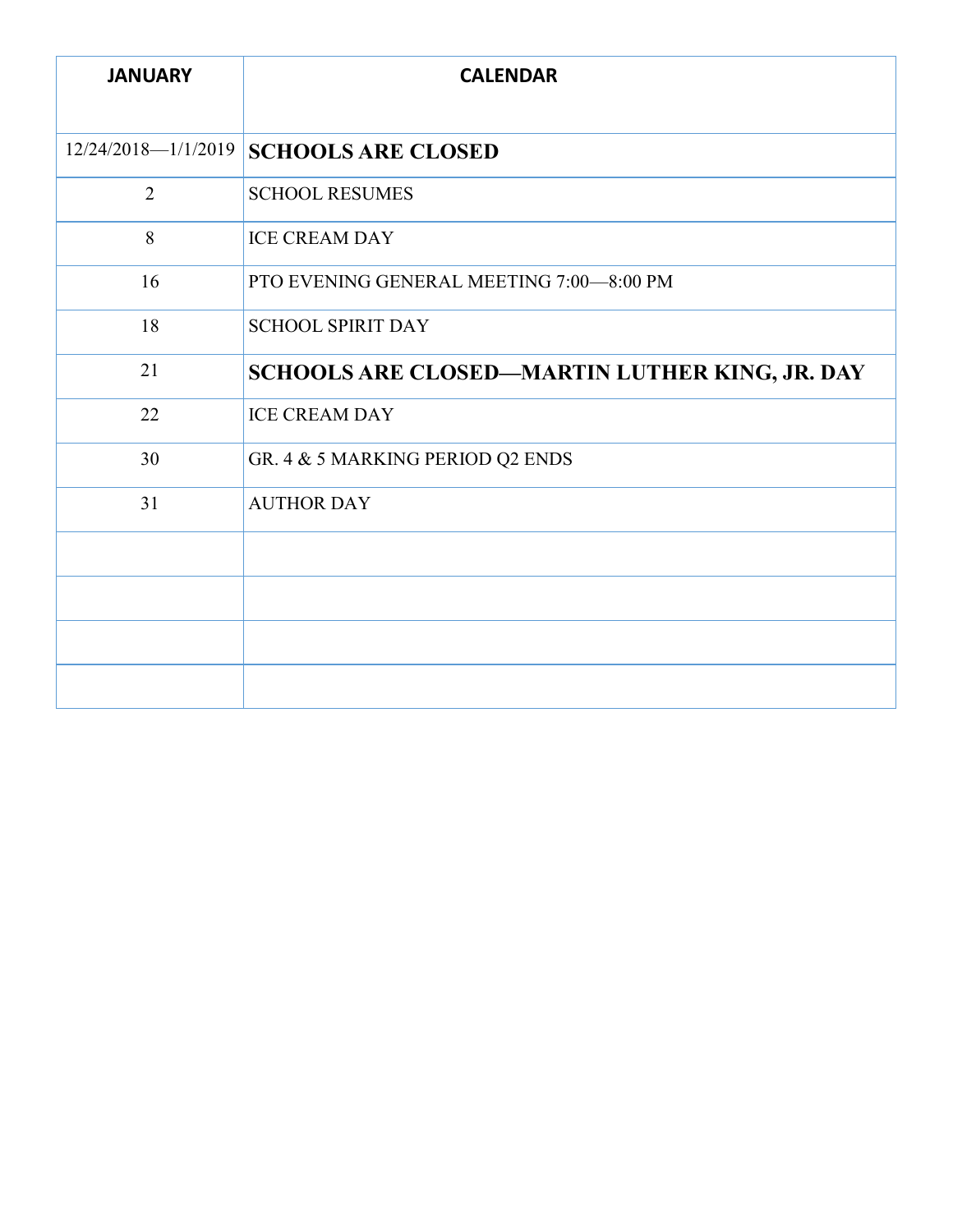| JANUARY | CALENDAR |
|---|---|
| 12/24/2018—1/1/2019 | **SCHOOLS ARE CLOSED** |
| 2 | SCHOOL RESUMES |
| 8 | ICE CREAM DAY |
| 16 | PTO EVENING GENERAL MEETING 7:00—8:00 PM |
| 18 | SCHOOL SPIRIT DAY |
| 21 | **SCHOOLS ARE CLOSED—MARTIN LUTHER KING, JR. DAY** |
| 22 | ICE CREAM DAY |
| 30 | GR. 4 & 5 MARKING PERIOD Q2 ENDS |
| 31 | AUTHOR DAY |
| | |
| | |
| | |
| | |